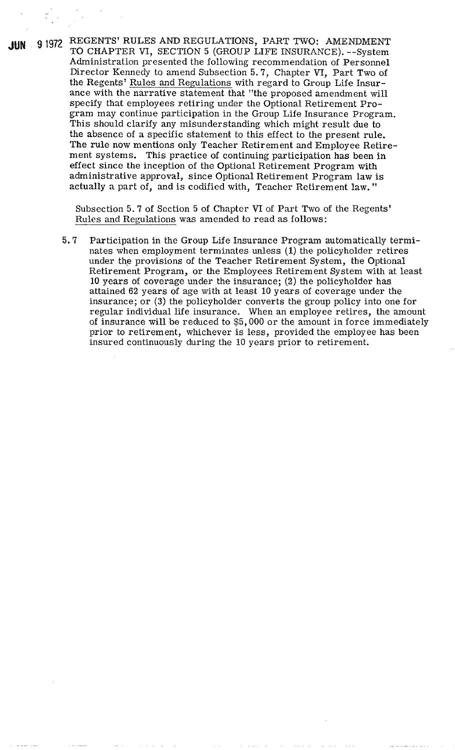JUN 9 1972 REGENTS' RULES AND REGULATIONS, PART TWO: AMENDMENT TO CHAPTER VI, SECTION 5 (GROUP LIFE INSURANCE). --System Administration presented the following recommendation of Personnel Director Kennedy to amend Subsection 5.7, Chapter VI, Part Two of the Regents' Rules and Regulations with regard to Group Life Insurance with the narrative statement that "the proposed amendment will specify that employees retiring under the Optional Retirement Program may continue participation in the Group Life Insurance Program. This should clarify any misunderstanding which might result due to the absence of a specific statement to this effect to the present rule. The rule now mentions only Teacher Retirement and Employee Retirement systems. This practice of continuing participation has been in effect since the inception of the Optional Retirement Program with administrative approval, since Optional Retirement Program law is actually a part of, and is codified with, Teacher Retirement law."

Subsection 5.7 of Section 5 of Chapter VI of Part Two of the Regents' Rules and Regulations was amended to read as follows:

5.7 Participation in the Group Life Insurance Program automatically terminates when employment terminates unless (1) the policyholder retires under the provisions of the Teacher Retirement System, the Optional Retirement Program, or the Employees Retirement System with at least 10 years of coverage under the insurance; (2) the policyholder has attained 62 years of age with at least 10 years of coverage under the insurance; or (3) the policyholder converts the group policy into one for regular individual life insurance. When an employee retires, the amount of insurance will be reduced to $5,000 or the amount in force immediately prior to retirement, whichever is less, provided the employee has been insured continuously during the 10 years prior to retirement.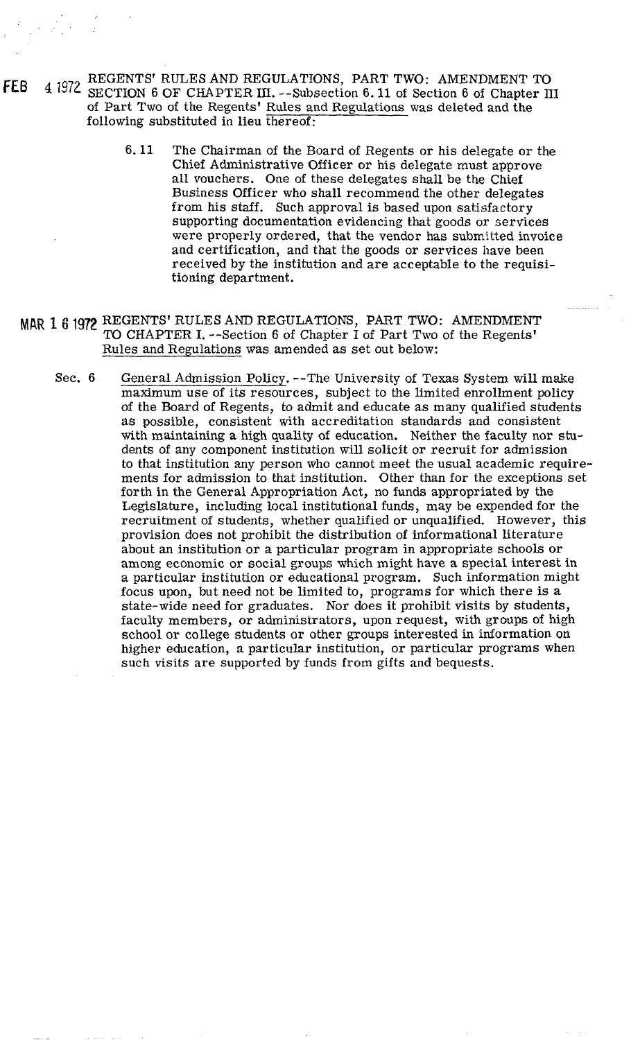FEB 4 1972 REGENTS' RULES AND REGULATIONS, PART TWO: AMENDMENT TO SECTION 6 OF CHAPTER III. --Subsection 6.11 of Section 6 of Chapter III of Part Two of the Regents' Rules and Regulations was deleted and the following substituted in lieu thereof:

> 6.11 The Chairman of the Board of Regents or his delegate or the Chief Administrative Officer or his delegate must approve all vouchers. One of these delegates shall be the Chief Business Officer who shall recommend the other delegates from his staff. Such approval is based upon satisfactory supporting documentation evidencing that goods or services were properly ordered, that the vendor has submitted invoice and certification, and that the goods or services have been received by the institution and are acceptable to the requisitioning department.

MAR 16 1972 REGENTS' RULES AND REGULATIONS, PART TWO: AMENDMENT TO CHAPTER I. --Section 6 of Chapter I of Part Two of the Regents' Rules and Regulations was amended as set out below:

> Sec. 6 General Admission Policy. --The University of Texas System will make maximum use of its resources, subject to the limited enrollment policy of the Board of Regents, to admit and educate as many qualified students as possible, consistent with accreditation standards and consistent with maintaining a high quality of education. Neither the faculty nor students of any component institution will solicit or recruit for admission to that institution any person who cannot meet the usual academic requirements for admission to that institution. Other than for the exceptions set forth in the General Appropriation Act, no funds appropriated by the Legislature, including local institutional funds, may be expended for the recruitment of students, whether qualified or unqualified. However, this provision does not prohibit the distribution of informational literature about an institution or a particular program in appropriate schools or among economic or social groups which might have a special interest in a particular institution or educational program. Such information might focus upon, but need not be limited to, programs for which there is a state-wide need for graduates. Nor does it prohibit visits by students, faculty members, or administrators, upon request, with groups of high school or college students or other groups interested in information on higher education, a particular institution, or particular programs when such visits are supported by funds from gifts and bequests.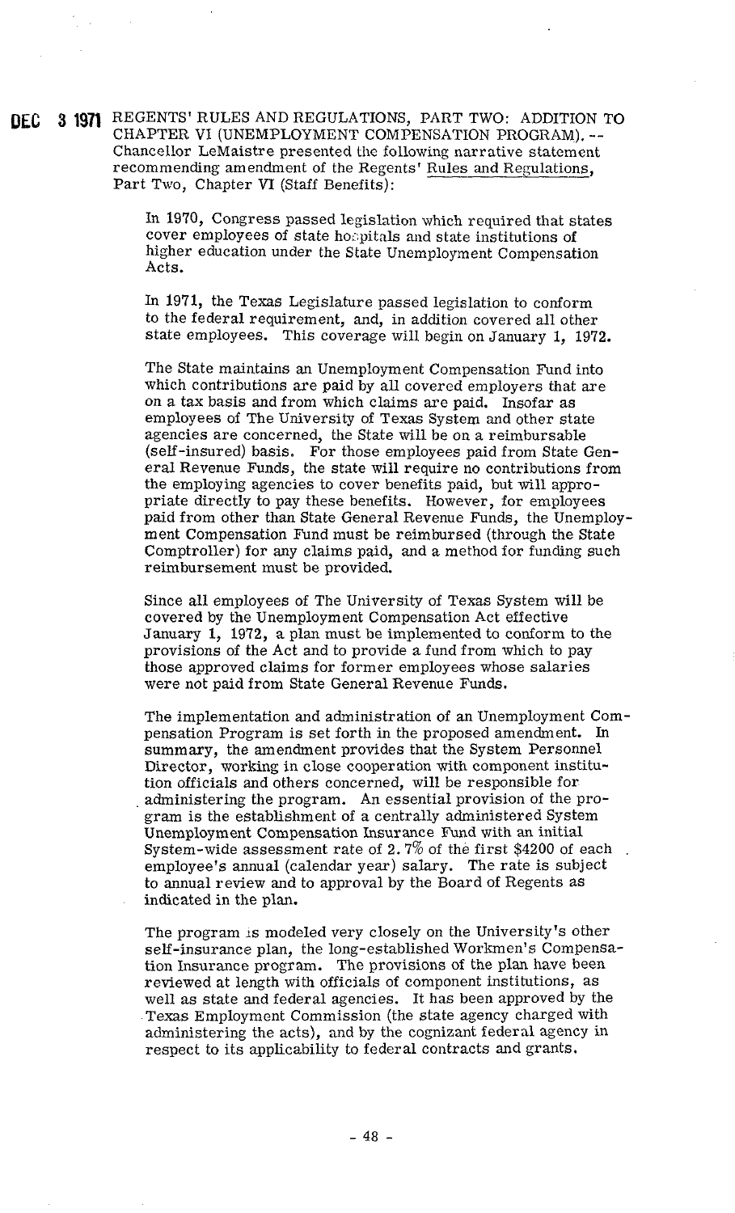**DEC 3 1971** REGENTS' RULES AND REGULATIONS, PART TWO: ADDITION TO CHAPTER VI (UNEMPLOYMENT COMPENSATION PROGRAM). -- Chancellor LeMaistre presented the following narrative statement recommending amendment of the Regents' Rules and Regulations, Part Two, Chapter VI (Staff Benefits):

> In 1970, Congress passed legislation which required that states cover employees of state hospitals and state institutions of higher education under the State Unemployment Compensation Acts.
>
> In 1971, the Texas Legislature passed legislation to conform to the federal requirement, and, in addition covered all other state employees. This coverage will begin on January 1, 1972.
>
> The State maintains an Unemployment Compensation Fund into which contributions are paid by all covered employers that are on a tax basis and from which claims are paid. Insofar as employees of The University of Texas System and other state agencies are concerned, the State will be on a reimbursable (self-insured) basis. For those employees paid from State General Revenue Funds, the state will require no contributions from the employing agencies to cover benefits paid, but will appropriate directly to pay these benefits. However, for employees paid from other than State General Revenue Funds, the Unemployment Compensation Fund must be reimbursed (through the State Comptroller) for any claims paid, and a method for funding such reimbursement must be provided.
>
> Since all employees of The University of Texas System will be covered by the Unemployment Compensation Act effective January 1, 1972, a plan must be implemented to conform to the provisions of the Act and to provide a fund from which to pay those approved claims for former employees whose salaries were not paid from State General Revenue Funds.
>
> The implementation and administration of an Unemployment Compensation Program is set forth in the proposed amendment. In summary, the amendment provides that the System Personnel Director, working in close cooperation with component institution officials and others concerned, will be responsible for administering the program. An essential provision of the program is the establishment of a centrally administered System Unemployment Compensation Insurance Fund with an initial System-wide assessment rate of 2.7% of the first $4200 of each employee's annual (calendar year) salary. The rate is subject to annual review and to approval by the Board of Regents as indicated in the plan.
>
> The program is modeled very closely on the University's other self-insurance plan, the long-established Workmen's Compensation Insurance program. The provisions of the plan have been reviewed at length with officials of component institutions, as well as state and federal agencies. It has been approved by the Texas Employment Commission (the state agency charged with administering the acts), and by the cognizant federal agency in respect to its applicability to federal contracts and grants.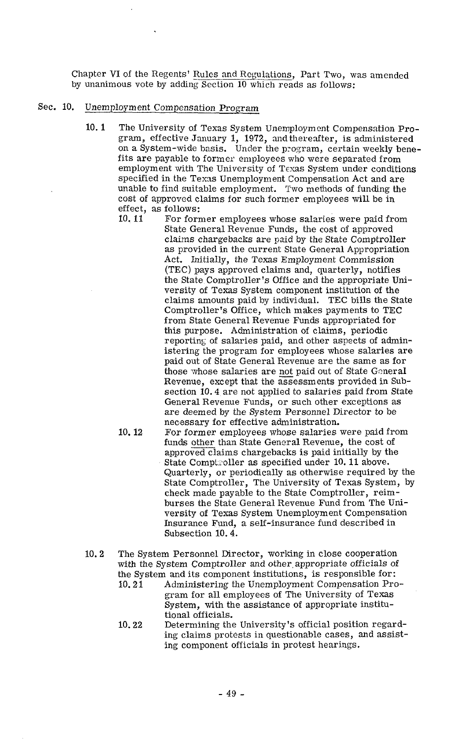Chapter VI of the Regents' Rules and Regulations, Part Two, was amended by unanimous vote by adding Section 10 which reads as follows:

## Sec. 10. Unemployment Compensation Program

10.1 The University of Texas System Unemployment Compensation Program, effective January 1, 1972, and thereafter, is administered on a System-wide basis. Under the program, certain weekly benefits are payable to former employees who were separated from employment with The University of Texas System under conditions specified in the Texas Unemployment Compensation Act and are unable to find suitable employment. Two methods of funding the cost of approved claims for such former employees will be in effect, as follows:

10.11 For former employees whose salaries were paid from State General Revenue Funds, the cost of approved claims chargebacks are paid by the State Comptroller as provided in the current State General Appropriation Act. Initially, the Texas Employment Commission (TEC) pays approved claims and, quarterly, notifies the State Comptroller's Office and the appropriate University of Texas System component institution of the claims amounts paid by individual. TEC bills the State Comptroller's Office, which makes payments to TEC from State General Revenue Funds appropriated for this purpose. Administration of claims, periodic reporting of salaries paid, and other aspects of administering the program for employees whose salaries are paid out of State General Revenue are the same as for those whose salaries are not paid out of State General Revenue, except that the assessments provided in Subsection 10.4 are not applied to salaries paid from State General Revenue Funds, or such other exceptions as are deemed by the System Personnel Director to be necessary for effective administration.

10.12 For former employees whose salaries were paid from funds other than State General Revenue, the cost of approved claims chargebacks is paid initially by the State Comptroller as specified under 10.11 above. Quarterly, or periodically as otherwise required by the State Comptroller, The University of Texas System, by check made payable to the State Comptroller, reimburses the State General Revenue Fund from The University of Texas System Unemployment Compensation Insurance Fund, a self-insurance fund described in Subsection 10.4.

10.2 The System Personnel Director, working in close cooperation with the System Comptroller and other appropriate officials of the System and its component institutions, is responsible for:

10.21 Administering the Unemployment Compensation Program for all employees of The University of Texas System, with the assistance of appropriate institutional officials.

10.22 Determining the University's official position regarding claims protests in questionable cases, and assisting component officials in protest hearings.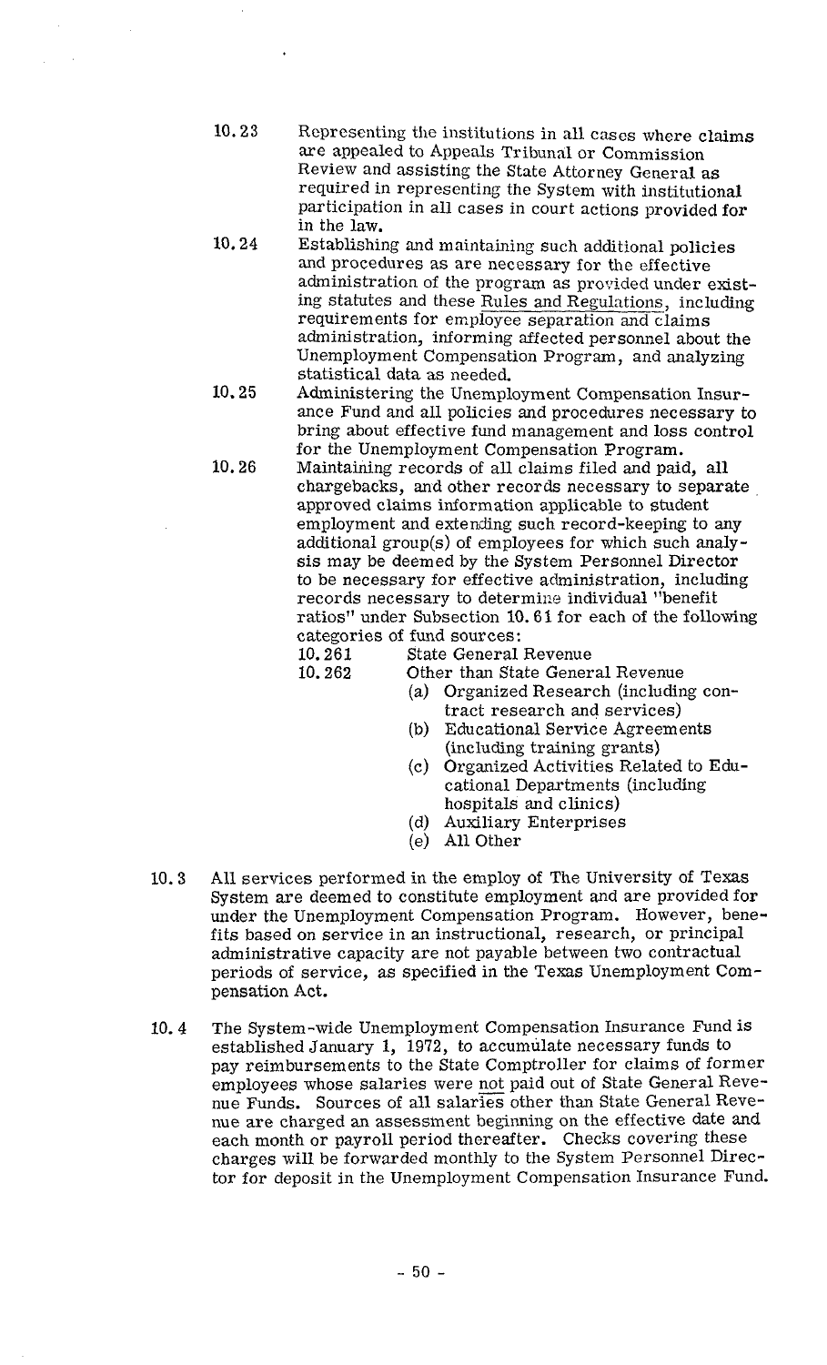10.23 Representing the institutions in all cases where claims are appealed to Appeals Tribunal or Commission Review and assisting the State Attorney General as required in representing the System with institutional participation in all cases in court actions provided for in the law.

10.24 Establishing and maintaining such additional policies and procedures as are necessary for the effective administration of the program as provided under existing statutes and these <u>Rules and Regulations</u>, including requirements for employee separation and claims administration, informing affected personnel about the Unemployment Compensation Program, and analyzing statistical data as needed.

10.25 Administering the Unemployment Compensation Insurance Fund and all policies and procedures necessary to bring about effective fund management and loss control for the Unemployment Compensation Program.

10.26 Maintaining records of all claims filed and paid, all chargebacks, and other records necessary to separate approved claims information applicable to student employment and extending such record-keeping to any additional group(s) of employees for which such analysis may be deemed by the System Personnel Director to be necessary for effective administration, including records necessary to determine individual "benefit ratios" under Subsection 10.61 for each of the following categories of fund sources:

- 10.261 State General Revenue
- 10.262 Other than State General Revenue
  - (a) Organized Research (including contract research and services)
  - (b) Educational Service Agreements (including training grants)
  - (c) Organized Activities Related to Educational Departments (including hospitals and clinics)
  - (d) Auxiliary Enterprises
  - (e) All Other

10.3 All services performed in the employ of The University of Texas System are deemed to constitute employment and are provided for under the Unemployment Compensation Program. However, benefits based on service in an instructional, research, or principal administrative capacity are not payable between two contractual periods of service, as specified in the Texas Unemployment Compensation Act.

10.4 The System-wide Unemployment Compensation Insurance Fund is established January 1, 1972, to accumulate necessary funds to pay reimbursements to the State Comptroller for claims of former employees whose salaries were <u>not</u> paid out of State General Revenue Funds. Sources of all salaries other than State General Revenue are charged an assessment beginning on the effective date and each month or payroll period thereafter. Checks covering these charges will be forwarded monthly to the System Personnel Director for deposit in the Unemployment Compensation Insurance Fund.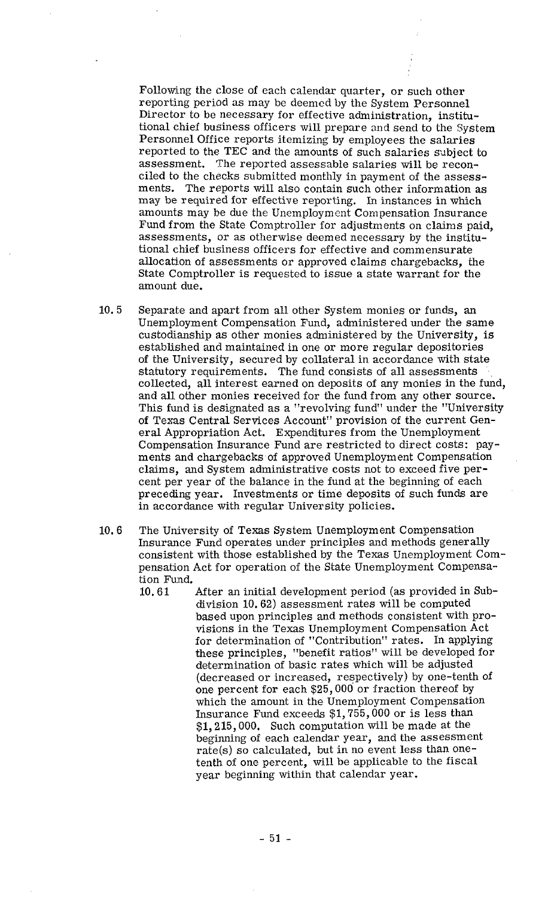Following the close of each calendar quarter, or such other reporting period as may be deemed by the System Personnel Director to be necessary for effective administration, institutional chief business officers will prepare and send to the System Personnel Office reports itemizing by employees the salaries reported to the TEC and the amounts of such salaries subject to assessment. The reported assessable salaries will be reconciled to the checks submitted monthly in payment of the assessments. The reports will also contain such other information as may be required for effective reporting. In instances in which amounts may be due the Unemployment Compensation Insurance Fund from the State Comptroller for adjustments on claims paid, assessments, or as otherwise deemed necessary by the institutional chief business officers for effective and commensurate allocation of assessments or approved claims chargebacks, the State Comptroller is requested to issue a state warrant for the amount due.

10.5 Separate and apart from all other System monies or funds, an Unemployment Compensation Fund, administered under the same custodianship as other monies administered by the University, is established and maintained in one or more regular depositories of the University, secured by collateral in accordance with state statutory requirements. The fund consists of all assessments collected, all interest earned on deposits of any monies in the fund, and all other monies received for the fund from any other source. This fund is designated as a "revolving fund" under the "University of Texas Central Services Account" provision of the current General Appropriation Act. Expenditures from the Unemployment Compensation Insurance Fund are restricted to direct costs: payments and chargebacks of approved Unemployment Compensation claims, and System administrative costs not to exceed five percent per year of the balance in the fund at the beginning of each preceding year. Investments or time deposits of such funds are in accordance with regular University policies.

10.6 The University of Texas System Unemployment Compensation Insurance Fund operates under principles and methods generally consistent with those established by the Texas Unemployment Compensation Act for operation of the State Unemployment Compensation Fund.

10.61 After an initial development period (as provided in Subdivision 10.62) assessment rates will be computed based upon principles and methods consistent with provisions in the Texas Unemployment Compensation Act for determination of "Contribution" rates. In applying these principles, "benefit ratios" will be developed for determination of basic rates which will be adjusted (decreased or increased, respectively) by one-tenth of one percent for each $25,000 or fraction thereof by which the amount in the Unemployment Compensation Insurance Fund exceeds $1,755,000 or is less than $1,215,000. Such computation will be made at the beginning of each calendar year, and the assessment rate(s) so calculated, but in no event less than one-tenth of one percent, will be applicable to the fiscal year beginning within that calendar year.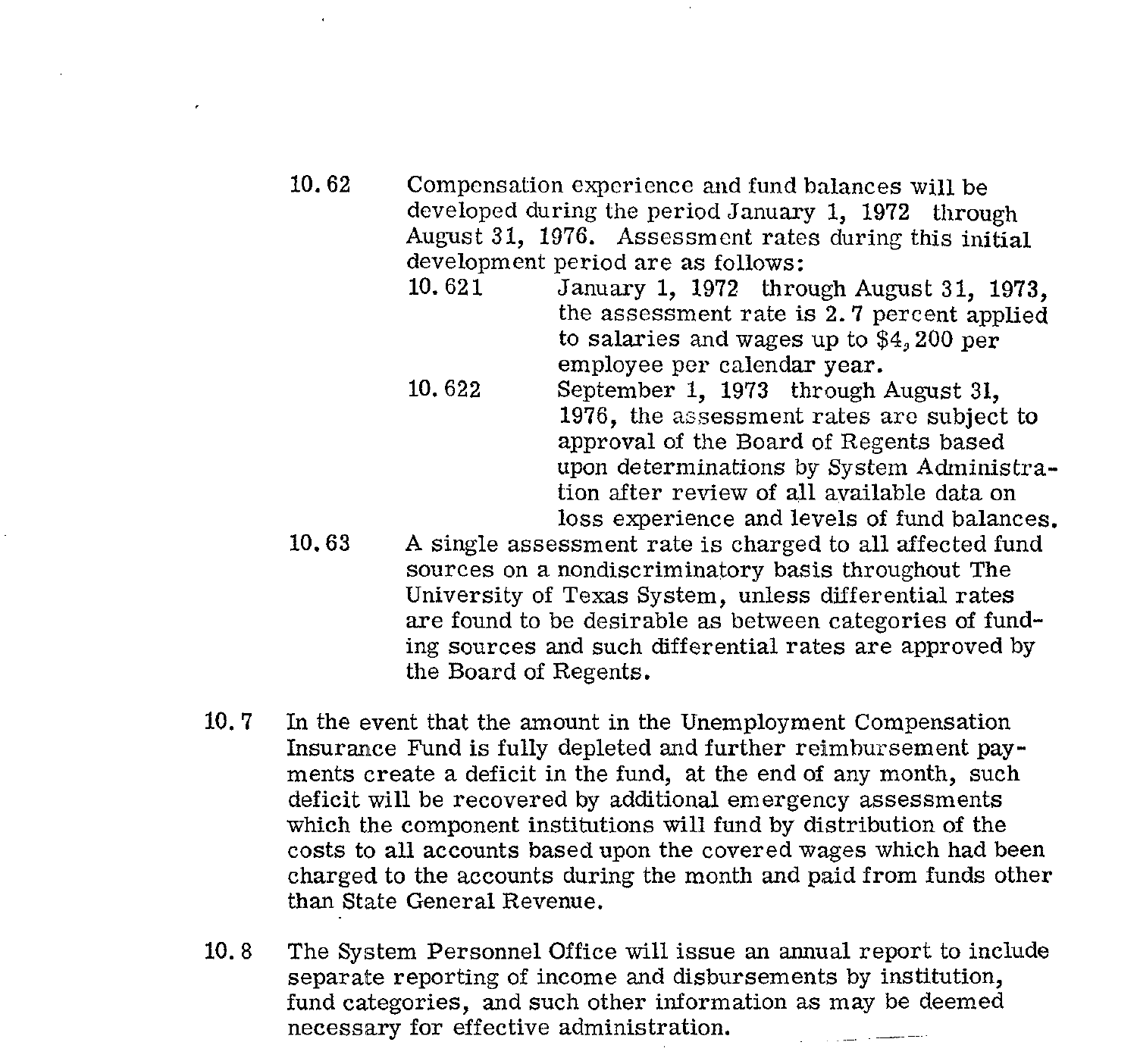10.62 Compensation experience and fund balances will be developed during the period January 1, 1972 through August 31, 1976. Assessment rates during this initial development period are as follows:

10.621 January 1, 1972 through August 31, 1973, the assessment rate is 2.7 percent applied to salaries and wages up to $4,200 per employee per calendar year.

10.622 September 1, 1973 through August 31, 1976, the assessment rates are subject to approval of the Board of Regents based upon determinations by System Administration after review of all available data on loss experience and levels of fund balances.

10.63 A single assessment rate is charged to all affected fund sources on a nondiscriminatory basis throughout The University of Texas System, unless differential rates are found to be desirable as between categories of funding sources and such differential rates are approved by the Board of Regents.

10.7 In the event that the amount in the Unemployment Compensation Insurance Fund is fully depleted and further reimbursement payments create a deficit in the fund, at the end of any month, such deficit will be recovered by additional emergency assessments which the component institutions will fund by distribution of the costs to all accounts based upon the covered wages which had been charged to the accounts during the month and paid from funds other than State General Revenue.

10.8 The System Personnel Office will issue an annual report to include separate reporting of income and disbursements by institution, fund categories, and such other information as may be deemed necessary for effective administration.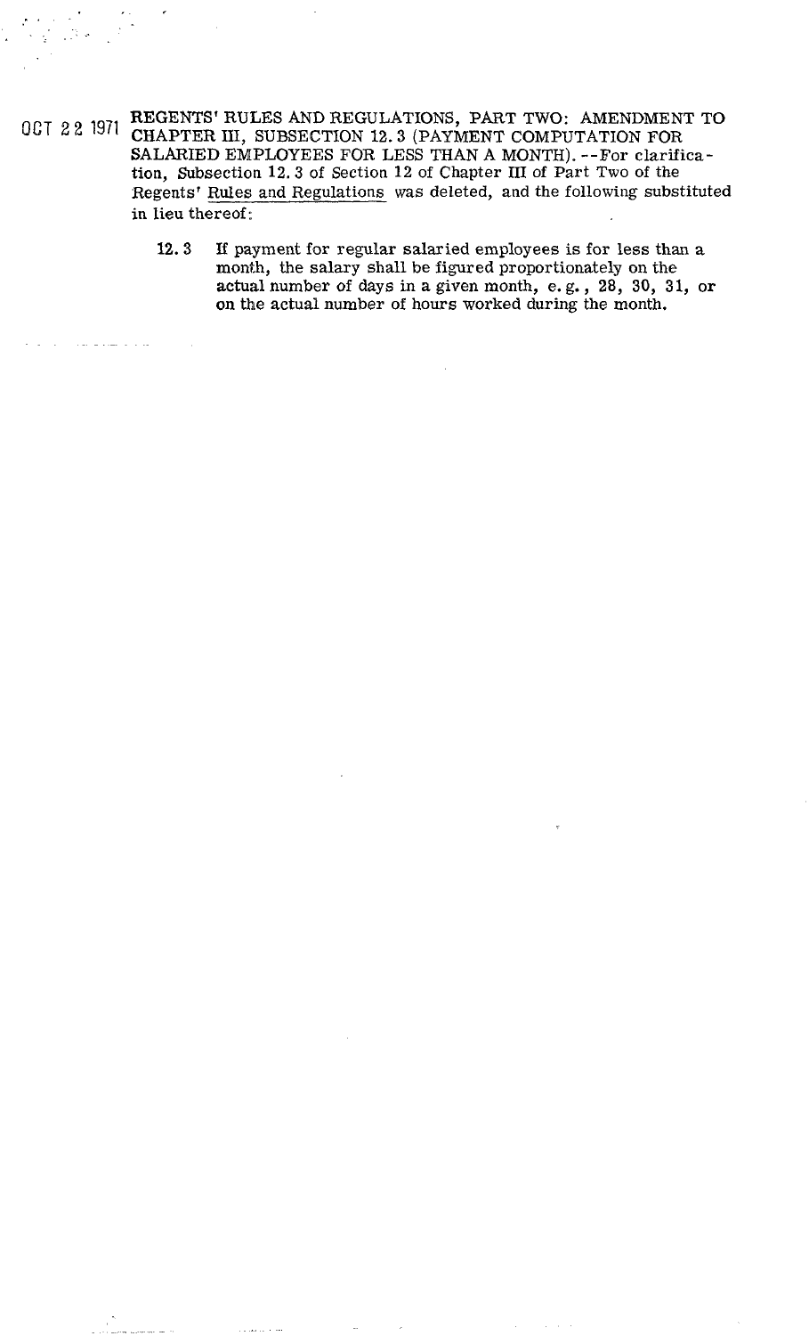OCT 22 1971 REGENTS' RULES AND REGULATIONS, PART TWO: AMENDMENT TO CHAPTER III, SUBSECTION 12.3 (PAYMENT COMPUTATION FOR SALARIED EMPLOYEES FOR LESS THAN A MONTH). --For clarification, Subsection 12.3 of Section 12 of Chapter III of Part Two of the Regents' Rules and Regulations was deleted, and the following substituted in lieu thereof:

> **12.3** If payment for regular salaried employees is for less than a month, the salary shall be figured proportionately on the actual number of days in a given month, e.g., 28, 30, 31, or on the actual number of hours worked during the month.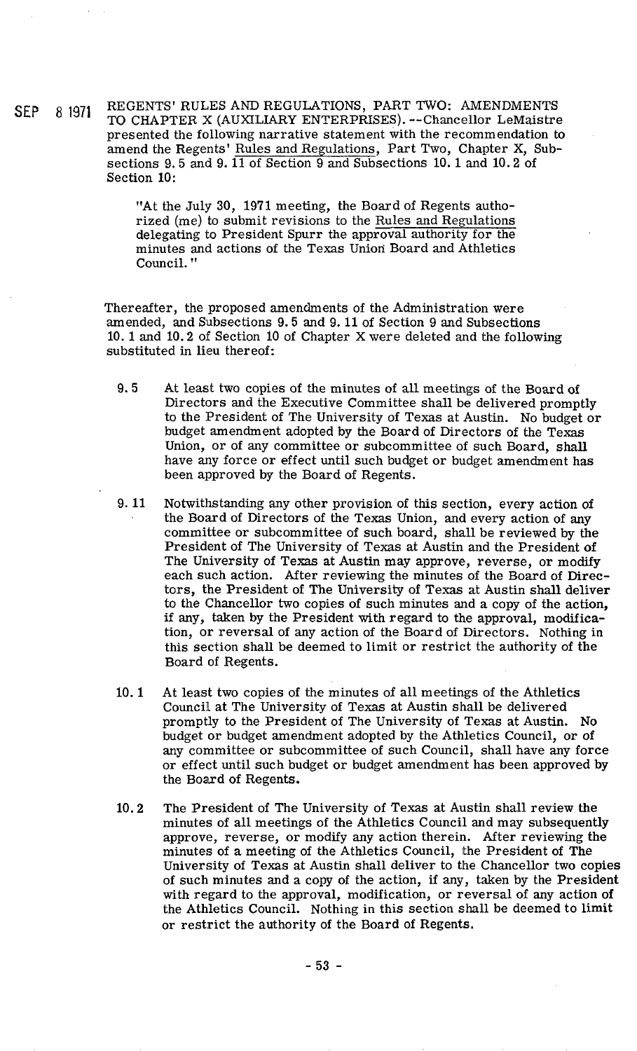SEP 8 1971 REGENTS' RULES AND REGULATIONS, PART TWO: AMENDMENTS TO CHAPTER X (AUXILIARY ENTERPRISES). --Chancellor LeMaistre presented the following narrative statement with the recommendation to amend the Regents' Rules and Regulations, Part Two, Chapter X, Subsections 9.5 and 9.11 of Section 9 and Subsections 10.1 and 10.2 of Section 10:

> "At the July 30, 1971 meeting, the Board of Regents authorized (me) to submit revisions to the Rules and Regulations delegating to President Spurr the approval authority for the minutes and actions of the Texas Union Board and Athletics Council."

Thereafter, the proposed amendments of the Administration were amended, and Subsections 9.5 and 9.11 of Section 9 and Subsections 10.1 and 10.2 of Section 10 of Chapter X were deleted and the following substituted in lieu thereof:

9.5 At least two copies of the minutes of all meetings of the Board of Directors and the Executive Committee shall be delivered promptly to the President of The University of Texas at Austin. No budget or budget amendment adopted by the Board of Directors of the Texas Union, or of any committee or subcommittee of such Board, shall have any force or effect until such budget or budget amendment has been approved by the Board of Regents.

9.11 Notwithstanding any other provision of this section, every action of the Board of Directors of the Texas Union, and every action of any committee or subcommittee of such board, shall be reviewed by the President of The University of Texas at Austin and the President of The University of Texas at Austin may approve, reverse, or modify each such action. After reviewing the minutes of the Board of Directors, the President of The University of Texas at Austin shall deliver to the Chancellor two copies of such minutes and a copy of the action, if any, taken by the President with regard to the approval, modification, or reversal of any action of the Board of Directors. Nothing in this section shall be deemed to limit or restrict the authority of the Board of Regents.

10.1 At least two copies of the minutes of all meetings of the Athletics Council at The University of Texas at Austin shall be delivered promptly to the President of The University of Texas at Austin. No budget or budget amendment adopted by the Athletics Council, or of any committee or subcommittee of such Council, shall have any force or effect until such budget or budget amendment has been approved by the Board of Regents.

10.2 The President of The University of Texas at Austin shall review the minutes of all meetings of the Athletics Council and may subsequently approve, reverse, or modify any action therein. After reviewing the minutes of a meeting of the Athletics Council, the President of The University of Texas at Austin shall deliver to the Chancellor two copies of such minutes and a copy of the action, if any, taken by the President with regard to the approval, modification, or reversal of any action of the Athletics Council. Nothing in this section shall be deemed to limit or restrict the authority of the Board of Regents.